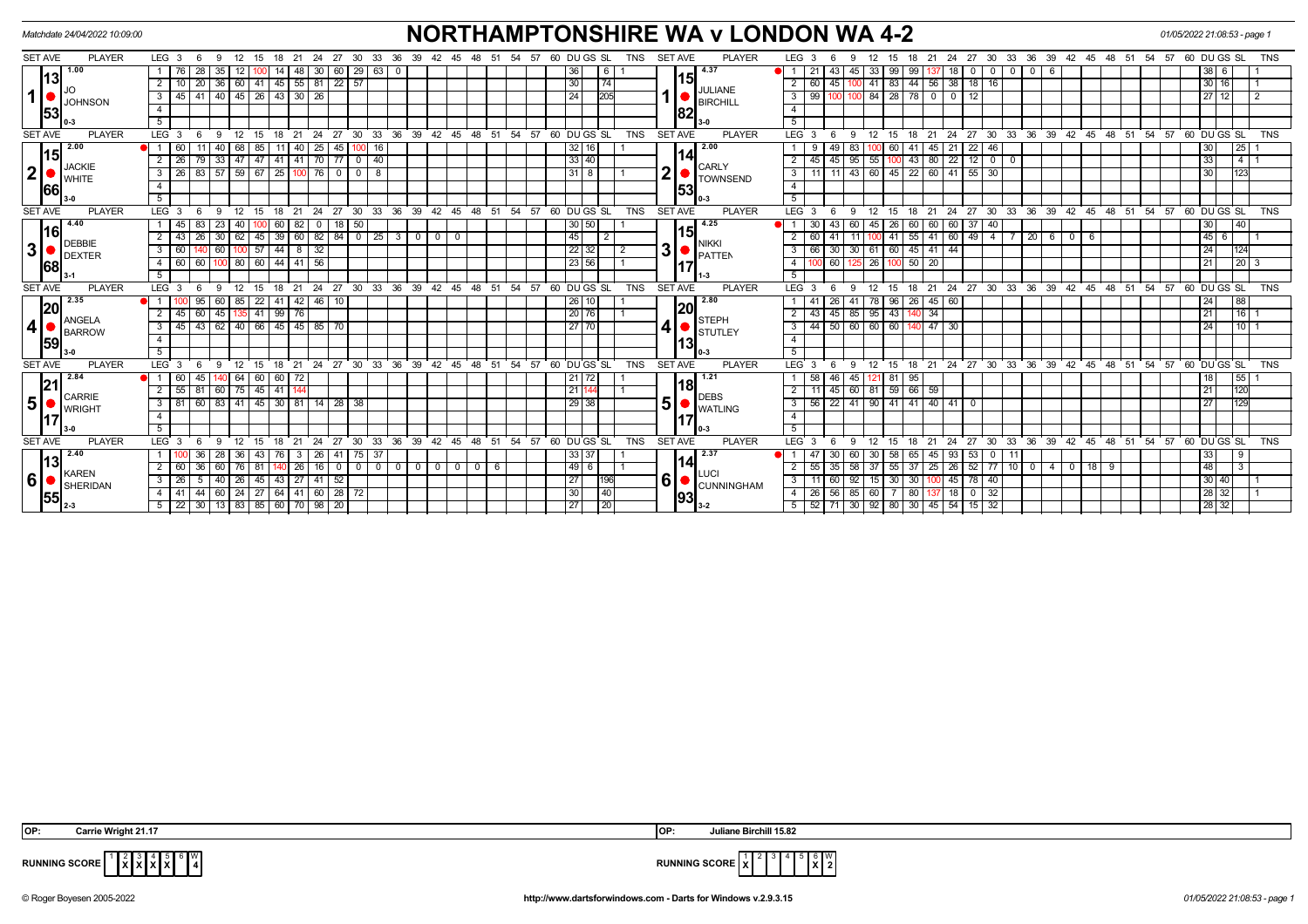Matchdate 24/04/2022 10:09:00

# NORTHAMPTONSHIRE WA v LONDON WA 4-2

01/05/2022 21:08:53 - page 1

## Set 1

| SET AVE | PLAYER | LEG | 3 | 6 | 9 | 12 | 15 | 18 | 21 | 24 | 27 | 30 | 33 | 36 | DU | GS | SL | TNS |
|---|---|---|---|---|---|---|---|---|---|---|---|---|---|---|---|---|---|---|
| 13.53 (1.00) | JO JOHNSON (0-3) | 1 | 76 | 28 | 35 | 12 | 100 | 14 | 48 | 30 | 60 | 29 | 63 | 0 | 36 | | 6 | 1 |
| | | 2 | 10 | 20 | 36 | 60 | 41 | 45 | 55 | 81 | 22 | 57 | | | 30 | | 74 | |
| | | 3 | 45 | 41 | 40 | 45 | 26 | 43 | 30 | 26 | | | | | 24 | | 205 | |

| SET AVE | PLAYER | LEG | 3 | 6 | 9 | 12 | 15 | 18 | 21 | 24 | 27 | 30 | 33 | 36 | 39 | 42 | DU | GS | SL | TNS |
|---|---|---|---|---|---|---|---|---|---|---|---|---|---|---|---|---|---|---|---|---|
| 15.82 (4.37) | JULIANE BIRCHILL (3-0) | 1 | 21 | 43 | 45 | 33 | 99 | 99 | 137 | 18 | 0 | 0 | 0 | 0 | 6 | | 38 | 6 | | 1 |
| | | 2 | 60 | 45 | 100 | 41 | 83 | 44 | 56 | 38 | 18 | 16 | | | | | 30 | 16 | | 1 |
| | | 3 | 99 | 100 | 100 | 84 | 28 | 78 | 0 | 0 | 12 | | | | | | 27 | 12 | | 2 |

## Set 2

| SET AVE | PLAYER | LEG | 3 | 6 | 9 | 12 | 15 | 18 | 21 | 24 | 27 | 30 | 33 | DU | GS | SL | TNS |
|---|---|---|---|---|---|---|---|---|---|---|---|---|---|---|---|---|---|
| 15.66 (2.00) | JACKIE WHITE (3-0) | 1 | 60 | 11 | 40 | 68 | 85 | 11 | 40 | 25 | 45 | 100 | 16 | 32 | 16 | | 1 |
| | | 2 | 26 | 79 | 33 | 47 | 47 | 41 | 41 | 70 | 77 | 0 | 40 | 33 | 40 | | |
| | | 3 | 26 | 83 | 57 | 59 | 67 | 25 | 100 | 76 | 0 | 0 | 8 | 31 | 8 | | 1 |

| SET AVE | PLAYER | LEG | 3 | 6 | 9 | 12 | 15 | 18 | 21 | 24 | 27 | 30 | 33 | DU | GS | SL | TNS |
|---|---|---|---|---|---|---|---|---|---|---|---|---|---|---|---|---|---|
| 14.53 (2.00) | CARLY TOWNSEND (0-3) | 1 | 9 | 49 | 83 | 100 | 60 | 41 | 45 | 21 | 22 | 46 | | 30 | | 25 | 1 |
| | | 2 | 45 | 45 | 95 | 55 | 100 | 43 | 80 | 22 | 12 | 0 | 0 | 33 | | 4 | 1 |
| | | 3 | 11 | 11 | 43 | 60 | 45 | 22 | 60 | 41 | 55 | 30 | | 30 | | 123 | |

## Set 3

| SET AVE | PLAYER | LEG | 3 | 6 | 9 | 12 | 15 | 18 | 21 | 24 | 27 | 30 | 33 | 36 | 39 | 42 | 45 | DU | GS | SL | TNS |
|---|---|---|---|---|---|---|---|---|---|---|---|---|---|---|---|---|---|---|---|---|---|
| 16.68 (4.40) | DEBBIE DEXTER (3-1) | 1 | 45 | 83 | 23 | 40 | 100 | 60 | 82 | 0 | 18 | 50 | | | | | | 30 | 50 | | 1 |
| | | 2 | 43 | 26 | 30 | 62 | 45 | 39 | 60 | 82 | 84 | 0 | 25 | 3 | 0 | 0 | 0 | 45 | | 2 | |
| | | 3 | 60 | 140 | 60 | 100 | 57 | 44 | 8 | 32 | | | | | | | | 22 | 32 | | 2 |
| | | 4 | 60 | 60 | 100 | 80 | 60 | 44 | 41 | 56 | | | | | | | | 23 | 56 | | 1 |

| SET AVE | PLAYER | LEG | 3 | 6 | 9 | 12 | 15 | 18 | 21 | 24 | 27 | 30 | 33 | 36 | 39 | 42 | 45 | DU | GS | SL | TNS |
|---|---|---|---|---|---|---|---|---|---|---|---|---|---|---|---|---|---|---|---|---|---|
| 15.17 (4.25) | NIKKI PATTEN (1-3) | 1 | 30 | 43 | 60 | 45 | 26 | 60 | 60 | 60 | 37 | 40 | | | | | | 30 | | 40 | |
| | | 2 | 60 | 41 | 11 | 100 | 41 | 55 | 41 | 60 | 49 | 4 | 7 | 20 | 6 | 0 | 6 | 45 | 6 | | 1 |
| | | 3 | 66 | 30 | 30 | 61 | 60 | 45 | 41 | 44 | | | | | | | | 24 | | 124 | |
| | | 4 | 100 | 60 | 125 | 26 | 100 | 50 | 20 | | | | | | | | | 21 | | 20 | 3 |

## Set 4

| SET AVE | PLAYER | LEG | 3 | 6 | 9 | 12 | 15 | 18 | 21 | 24 | 27 | DU | GS | SL | TNS |
|---|---|---|---|---|---|---|---|---|---|---|---|---|---|---|---|
| 20.59 (2.35) | ANGELA BARROW (3-0) | 1 | 100 | 95 | 60 | 85 | 22 | 41 | 42 | 46 | 10 | 26 | 10 | | 1 |
| | | 2 | 45 | 60 | 45 | 135 | 41 | 99 | 76 | | | 20 | 76 | | 1 |
| | | 3 | 45 | 43 | 62 | 40 | 66 | 45 | 45 | 85 | 70 | 27 | 70 | | |

| SET AVE | PLAYER | LEG | 3 | 6 | 9 | 12 | 15 | 18 | 21 | 24 | DU | GS | SL | TNS |
|---|---|---|---|---|---|---|---|---|---|---|---|---|---|---|
| 20.13 (2.80) | STEPH STUTLEY (0-3) | 1 | 41 | 26 | 41 | 78 | 96 | 26 | 45 | 60 | 24 | | 88 | |
| | | 2 | 43 | 45 | 85 | 95 | 43 | 140 | 34 | | 21 | | 16 | 1 |
| | | 3 | 44 | 50 | 60 | 60 | 60 | 140 | 47 | 30 | 24 | | 10 | 1 |

## Set 5

| SET AVE | PLAYER | LEG | 3 | 6 | 9 | 12 | 15 | 18 | 21 | 24 | 27 | 30 | DU | GS | SL | TNS |
|---|---|---|---|---|---|---|---|---|---|---|---|---|---|---|---|---|
| 21.17 (2.84) | CARRIE WRIGHT (3-0) | 1 | 60 | 45 | 140 | 64 | 60 | 60 | 72 | | | | 21 | 72 | | 1 |
| | | 2 | 55 | 81 | 60 | 75 | 45 | 41 | 144 | | | | 21 | 144 | | 1 |
| | | 3 | 81 | 60 | 83 | 41 | 45 | 30 | 81 | 14 | 28 | 38 | 29 | 38 | | |

| SET AVE | PLAYER | LEG | 3 | 6 | 9 | 12 | 15 | 18 | 21 | 24 | 27 | DU | GS | SL | TNS |
|---|---|---|---|---|---|---|---|---|---|---|---|---|---|---|---|
| 18.17 (1.21) | DEBS WATLING (0-3) | 1 | 58 | 46 | 45 | 121 | 81 | 95 | | | | 18 | | 55 | 1 |
| | | 2 | 11 | 45 | 60 | 81 | 59 | 66 | 59 | | | 21 | | 120 | |
| | | 3 | 56 | 22 | 41 | 90 | 41 | 41 | 40 | 41 | 0 | 27 | | 129 | |

## Set 6

| SET AVE | PLAYER | LEG | 3 | 6 | 9 | 12 | 15 | 18 | 21 | 24 | 27 | 30 | 33 | 36 | 39 | 42 | 45 | 48 | DU | GS | SL | TNS |
|---|---|---|---|---|---|---|---|---|---|---|---|---|---|---|---|---|---|---|---|---|---|---|
| 13.55 (2.40) | KAREN SHERIDAN (2-3) | 1 | 100 | 36 | 28 | 36 | 43 | 76 | 3 | 26 | 41 | 75 | 37 | | | | | | 33 | 37 | | 1 |
| | | 2 | 60 | 36 | 60 | 76 | 81 | 140 | 26 | 16 | 0 | 0 | 0 | 0 | 0 | 0 | 0 | 6 | 49 | 6 | | 1 |
| | | 3 | 26 | 5 | 40 | 26 | 45 | 43 | 27 | 41 | 52 | | | | | | | | 27 | | 196 | |
| | | 4 | 41 | 44 | 60 | 24 | 27 | 64 | 41 | 60 | 28 | 72 | | | | | | | 30 | | 40 | |
| | | 5 | 22 | 30 | 13 | 83 | 85 | 60 | 70 | 98 | 20 | | | | | | | | 27 | | 20 | |

| SET AVE | PLAYER | LEG | 3 | 6 | 9 | 12 | 15 | 18 | 21 | 24 | 27 | 30 | 33 | 36 | 39 | 42 | 45 | 48 | DU | GS | SL | TNS |
|---|---|---|---|---|---|---|---|---|---|---|---|---|---|---|---|---|---|---|---|---|---|---|
| 14.93 (2.37) | LUCI CUNNINGHAM (3-2) | 1 | 47 | 30 | 60 | 30 | 58 | 65 | 45 | 93 | 53 | 0 | 11 | | | | | | 33 | | 9 | |
| | | 2 | 55 | 35 | 58 | 37 | 55 | 37 | 25 | 26 | 52 | 77 | 10 | 0 | 4 | 0 | 18 | 9 | 48 | | 3 | |
| | | 3 | 11 | 60 | 92 | 15 | 30 | 30 | 100 | 45 | 78 | 40 | | | | | | | 30 | 40 | | 1 |
| | | 4 | 26 | 56 | 85 | 60 | 7 | 80 | 137 | 18 | 0 | 32 | | | | | | | 28 | 32 | | 1 |
| | | 5 | 52 | 71 | 30 | 92 | 80 | 30 | 45 | 54 | 15 | 32 | | | | | | | 28 | 32 | | |

OP: Carrie Wright 21.17

OP: Juliane Birchill 15.82

RUNNING SCORE (Northamptonshire): 1 X, 2 X, 3 X, 4 X, 5, 6 — W: 4

RUNNING SCORE (London): 1, 2, 3, 4, 5, 6 X — W: 2

© Roger Boyesen 2005-2022 — http://www.dartsforwindows.com - Darts for Windows v.2.9.3.15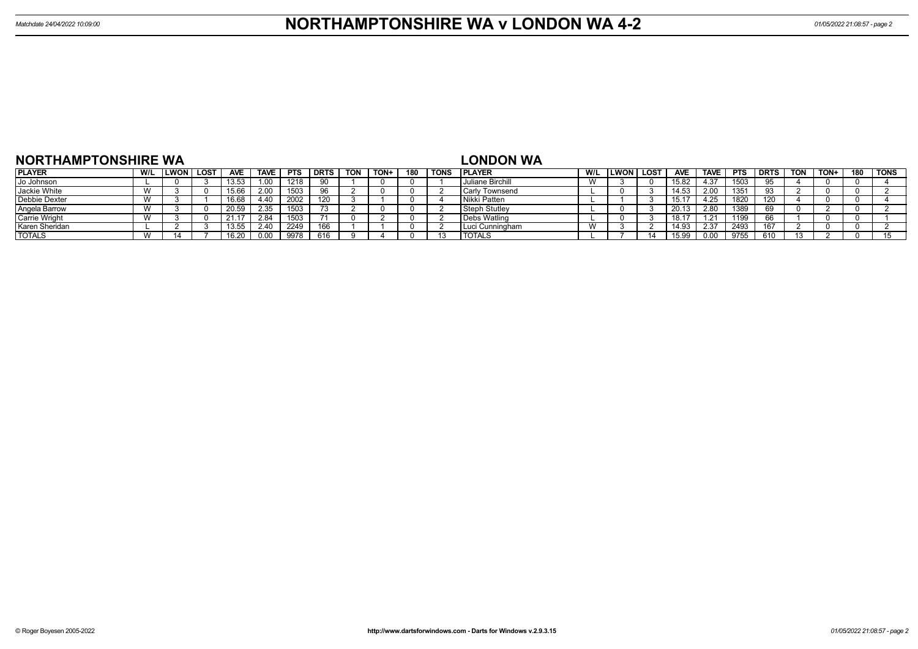# NORTHAMPTONSHIRE WA v LONDON WA 4-2

Matchdate 24/04/2022 10:09:00

## NORTHAMPTONSHIRE WA

| PLAYER | W/L | LWON | LOST | AVE | TAVE | PTS | DRTS | TON | TON+ | 180 | TONS |
|---|---|---|---|---|---|---|---|---|---|---|---|
| Jo Johnson | L | 0 | 3 | 13.53 | 1.00 | 1218 | 90 | 1 | 0 | 0 | 1 |
| Jackie White | W | 3 | 0 | 15.66 | 2.00 | 1503 | 96 | 2 | 0 | 0 | 2 |
| Debbie Dexter | W | 3 | 1 | 16.68 | 4.40 | 2002 | 120 | 3 | 1 | 0 | 4 |
| Angela Barrow | W | 3 | 0 | 20.59 | 2.35 | 1503 | 73 | 2 | 0 | 0 | 2 |
| Carrie Wright | W | 3 | 0 | 21.17 | 2.84 | 1503 | 71 | 0 | 2 | 0 | 2 |
| Karen Sheridan | L | 2 | 3 | 13.55 | 2.40 | 2249 | 166 | 1 | 1 | 0 | 2 |
| TOTALS | W | 14 | 7 | 16.20 | 0.00 | 9978 | 616 | 9 | 4 | 0 | 13 |

## LONDON WA

| PLAYER | W/L | LWON | LOST | AVE | TAVE | PTS | DRTS | TON | TON+ | 180 | TONS |
|---|---|---|---|---|---|---|---|---|---|---|---|
| Juliane Birchill | W | 3 | 0 | 15.82 | 4.37 | 1503 | 95 | 4 | 0 | 0 | 4 |
| Carly Townsend | L | 0 | 3 | 14.53 | 2.00 | 1351 | 93 | 2 | 0 | 0 | 2 |
| Nikki Patten | L | 1 | 3 | 15.17 | 4.25 | 1820 | 120 | 4 | 0 | 0 | 4 |
| Steph Stutley | L | 0 | 3 | 20.13 | 2.80 | 1389 | 69 | 0 | 2 | 0 | 2 |
| Debs Watling | L | 0 | 3 | 18.17 | 1.21 | 1199 | 66 | 1 | 0 | 0 | 1 |
| Luci Cunningham | W | 3 | 2 | 14.93 | 2.37 | 2493 | 167 | 2 | 0 | 0 | 2 |
| TOTALS | L | 7 | 14 | 15.99 | 0.00 | 9755 | 610 | 13 | 2 | 0 | 15 |